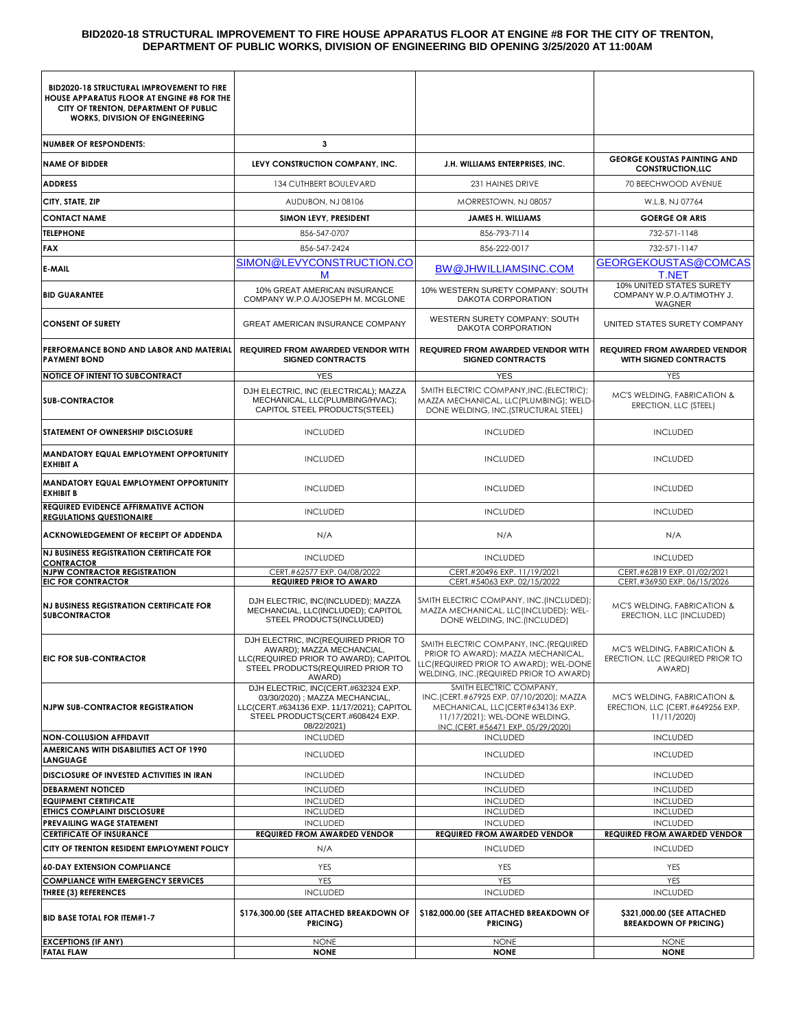# BID2020-18 STRUCTURAL IMPROVEMENT TO FIRE HOUSE APPARATUS FLOOR AT ENGINE #8 FOR THE CITY OF TRENTON, DEPARTMENT OF PUBLIC WORKS, DIVISION OF ENGINEERING BID OPENING 3/25/2020 AT 11:00AM

| BID2020-18 STRUCTURAL IMPROVEMENT TO FIRE HOUSE APPARATUS FLOOR AT ENGINE #8 FOR THE CITY OF TRENTON, DEPARTMENT OF PUBLIC WORKS, DIVISION OF ENGINEERING | | | |
|---|---|---|---|
| **NUMBER OF RESPONDENTS:** | **3** | | |
| **NAME OF BIDDER** | **LEVY CONSTRUCTION COMPANY, INC.** | **J.H. WILLIAMS ENTERPRISES, INC.** | **GEORGE KOUSTAS PAINTING AND CONSTRUCTION,LLC** |
| **ADDRESS** | 134 CUTHBERT BOULEVARD | 231 HAINES DRIVE | 70 BEECHWOOD AVENUE |
| **CITY, STATE, ZIP** | AUDUBON, NJ 08106 | MORRESTOWN, NJ 08057 | W.L.B, NJ 07764 |
| **CONTACT NAME** | **SIMON LEVY, PRESIDENT** | **JAMES H. WILLIAMS** | **GOERGE OR ARIS** |
| **TELEPHONE** | 856-547-0707 | 856-793-7114 | 732-571-1148 |
| **FAX** | 856-547-2424 | 856-222-0017 | 732-571-1147 |
| **E-MAIL** | SIMON@LEVYCONSTRUCTION.COM | BW@JHWILLIAMSINC.COM | GEORGEKOUSTAS@COMCAST.NET |
| **BID GUARANTEE** | 10% GREAT AMERICAN INSURANCE COMPANY W.P.O.A/JOSEPH M. MCGLONE | 10% WESTERN SURETY COMPANY: SOUTH DAKOTA CORPORATION | 10% UNITED STATES SURETY COMPANY W.P.O.A/TIMOTHY J. WAGNER |
| **CONSENT OF SURETY** | GREAT AMERICAN INSURANCE COMPANY | WESTERN SURETY COMPANY: SOUTH DAKOTA CORPORATION | UNITED STATES SURETY COMPANY |
| **PERFORMANCE BOND AND LABOR AND MATERIAL PAYMENT BOND** | **REQUIRED FROM AWARDED VENDOR WITH SIGNED CONTRACTS** | **REQUIRED FROM AWARDED VENDOR WITH SIGNED CONTRACTS** | **REQUIRED FROM AWARDED VENDOR WITH SIGNED CONTRACTS** |
| **NOTICE OF INTENT TO SUBCONTRACT** | YES | YES | YES |
| **SUB-CONTRACTOR** | DJH ELECTRIC, INC (ELECTRICAL); MAZZA MECHANICAL, LLC(PLUMBING/HVAC); CAPITOL STEEL PRODUCTS(STEEL) | SMITH ELECTRIC COMPANY,INC.(ELECTRIC); MAZZA MECHANICAL, LLC(PLUMBING); WELD-DONE WELDING, INC.(STRUCTURAL STEEL) | MC'S WELDING, FABRICATION & ERECTION, LLC (STEEL) |
| **STATEMENT OF OWNERSHIP DISCLOSURE** | INCLUDED | INCLUDED | INCLUDED |
| **MANDATORY EQUAL EMPLOYMENT OPPORTUNITY EXHIBIT A** | INCLUDED | INCLUDED | INCLUDED |
| **MANDATORY EQUAL EMPLOYMENT OPPORTUNITY EXHIBIT B** | INCLUDED | INCLUDED | INCLUDED |
| **REQUIRED EVIDENCE AFFIRMATIVE ACTION REGULATIONS QUESTIONAIRE** | INCLUDED | INCLUDED | INCLUDED |
| **ACKNOWLEDGEMENT OF RECEIPT OF ADDENDA** | N/A | N/A | N/A |
| **NJ BUSINESS REGISTRATION CERTIFICATE FOR CONTRACTOR** | INCLUDED | INCLUDED | INCLUDED |
| **NJPW CONTRACTOR REGISTRATION** | CERT.#62577 EXP. 04/08/2022 | CERT.#20496 EXP. 11/19/2021 | CERT.#62819 EXP. 01/02/2021 |
| **EIC FOR CONTRACTOR** | **REQUIRED PRIOR TO AWARD** | CERT.#54063 EXP. 02/15/2022 | CERT.#36950 EXP. 06/15/2026 |
| **NJ BUSINESS REGISTRATION CERTIFICATE FOR SUBCONTRACTOR** | DJH ELECTRIC, INC(INCLUDED); MAZZA MECHANCIAL, LLC(INCLUDED); CAPITOL STEEL PRODUCTS(INCLUDED) | SMITH ELECTRIC COMPANY, INC.(INCLUDED); MAZZA MECHANICAL, LLC(INCLUDED); WEL-DONE WELDING, INC.(INCLUDED) | MC'S WELDING, FABRICATION & ERECTION, LLC (INCLUDED) |
| **EIC FOR SUB-CONTRACTOR** | DJH ELECTRIC, INC(REQUIRED PRIOR TO AWARD); MAZZA MECHANICAL, LLC(REQUIRED PRIOR TO AWARD); CAPITOL STEEL PRODUCTS(REQUIRED PRIOR TO AWARD) | SMITH ELECTRIC COMPANY, INC.(REQUIRED PRIOR TO AWARD); MAZZA MECHANICAL, LLC(REQUIRED PRIOR TO AWARD); WEL-DONE WELDING, INC.(REQUIRED PRIOR TO AWARD) | MC'S WELDING, FABRICATION & ERECTION, LLC (REQUIRED PRIOR TO AWARD) |
| **NJPW SUB-CONTRACTOR REGISTRATION** | DJH ELECTRIC, INC(CERT.#632324 EXP. 03/30/2020) ; MAZZA MECHANICAL, LLC(CERT.#634136 EXP. 11/17/2021); CAPITOL STEEL PRODUCTS(CERT.#608424 EXP. 08/22/2021) | SMITH ELECTRIC COMPANY, INC.(CERT.#67925 EXP. 07/10/2020); MAZZA MECHANICAL, LLC(CERT#634136 EXP. 11/17/2021); WEL-DONE WELDING, INC.(CERT.#56471 EXP. 05/29/2020) | MC'S WELDING, FABRICATION & ERECTION, LLC (CERT.#649256 EXP. 11/11/2020) |
| **NON-COLLUSION AFFIDAVIT** | INCLUDED | INCLUDED | INCLUDED |
| **AMERICANS WITH DISABILITIES ACT OF 1990 LANGUAGE** | INCLUDED | INCLUDED | INCLUDED |
| **DISCLOSURE OF INVESTED ACTIVITIES IN IRAN** | INCLUDED | INCLUDED | INCLUDED |
| **DEBARMENT NOTICED** | INCLUDED | INCLUDED | INCLUDED |
| **EQUIPMENT CERTIFICATE** | INCLUDED | INCLUDED | INCLUDED |
| **ETHICS COMPLAINT DISCLOSURE** | INCLUDED | INCLUDED | INCLUDED |
| **PREVAILING WAGE STATEMENT** | INCLUDED | INCLUDED | INCLUDED |
| **CERTIFICATE OF INSURANCE** | **REQUIRED FROM AWARDED VENDOR** | **REQUIRED FROM AWARDED VENDOR** | **REQUIRED FROM AWARDED VENDOR** |
| **CITY OF TRENTON RESIDENT EMPLOYMENT POLICY** | N/A | INCLUDED | INCLUDED |
| **60-DAY EXTENSION COMPLIANCE** | YES | YES | YES |
| **COMPLIANCE WITH EMERGENCY SERVICES** | YES | YES | YES |
| **THREE (3) REFERENCES** | INCLUDED | INCLUDED | INCLUDED |
| **BID BASE TOTAL FOR ITEM#1-7** | **$176,300.00 (SEE ATTACHED BREAKDOWN OF PRICING)** | **$182,000.00 (SEE ATTACHED BREAKDOWN OF PRICING)** | **$321,000.00 (SEE ATTACHED BREAKDOWN OF PRICING)** |
| **EXCEPTIONS (IF ANY)** | NONE | NONE | NONE |
| **FATAL FLAW** | **NONE** | **NONE** | **NONE** |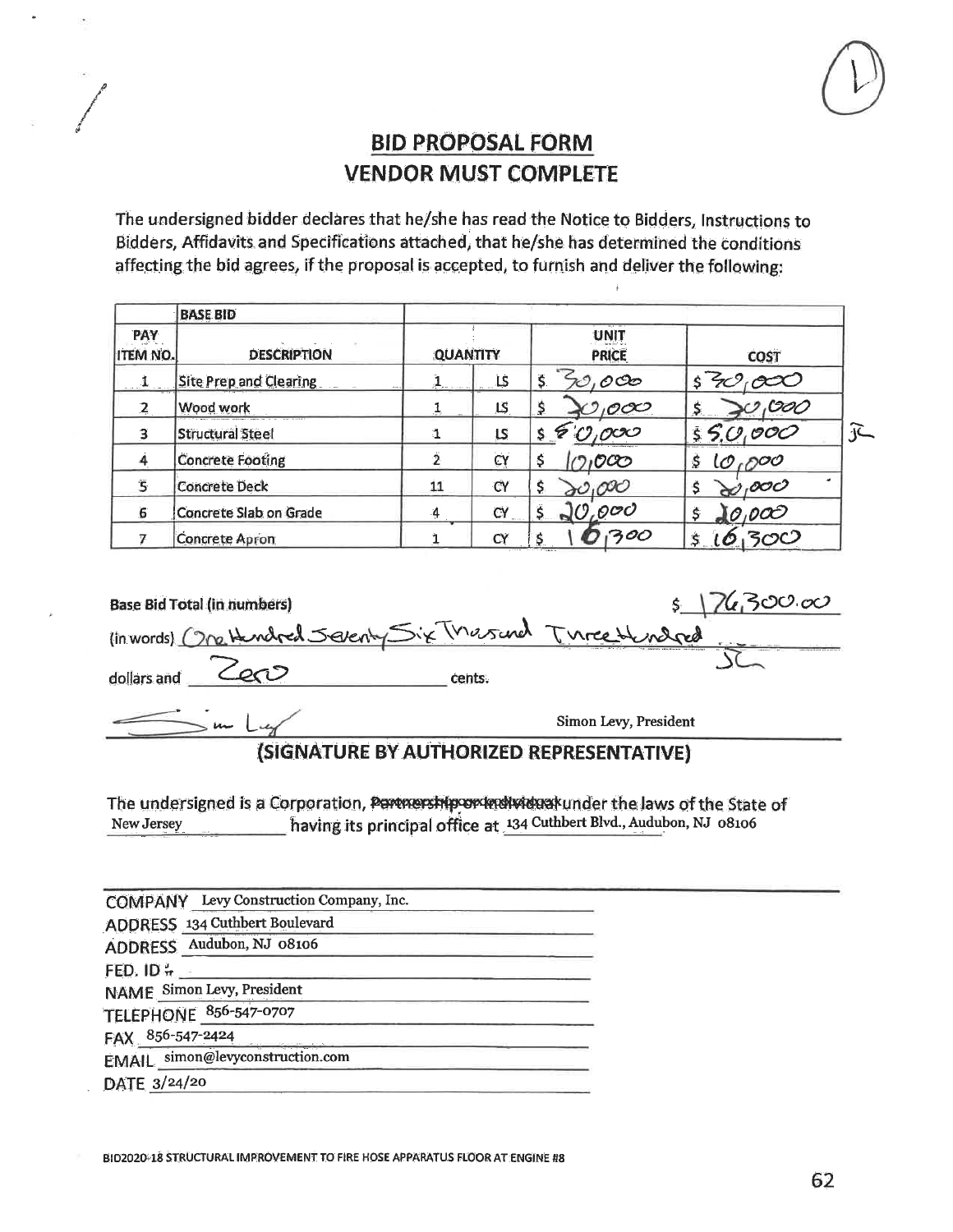# BID PROPOSAL FORM
## VENDOR MUST COMPLETE

The undersigned bidder declares that he/she has read the Notice to Bidders, Instructions to Bidders, Affidavits and Specifications attached, that he/she has determined the conditions affecting the bid agrees, if the proposal is accepted, to furnish and deliver the following:

| PAY ITEM NO. | BASE BID DESCRIPTION | QUANTITY | | UNIT PRICE | COST |
|---|---|---|---|---|---|
| 1 | Site Prep and Clearing | 1 | LS | $ 30,000 | $ 30,000 |
| 2 | Wood work | 1 | LS | $ 30,000 | $ 30,000 |
| 3 | Structural Steel | 1 | LS | $ 50,000 | $ 50,000 |
| 4 | Concrete Footing | 2 | CY | $ 10,000 | $ 10,000 |
| 5 | Concrete Deck | 11 | CY | $ 20,000 | $ 20,000 |
| 6 | Concrete Slab on Grade | 4 | CY | $ 20,000 | $ 20,000 |
| 7 | Concrete Apron | 1 | CY | $ 16,300 | $ 16,300 |

Base Bid Total (in numbers) $ 176,300.00

(in words) One Hundred Seventy Six Thousand Three Hundred

dollars and Zero cents.

Simon Levy, President

**(SIGNATURE BY AUTHORIZED REPRESENTATIVE)**

The undersigned is a Corporation, ~~Partnership or Individual~~ under the laws of the State of New Jersey having its principal office at 134 Cuthbert Blvd., Audubon, NJ 08106

COMPANY Levy Construction Company, Inc.
ADDRESS 134 Cuthbert Boulevard
ADDRESS Audubon, NJ 08106
FED. ID #
NAME Simon Levy, President
TELEPHONE 856-547-0707
FAX 856-547-2424
EMAIL simon@levyconstruction.com
DATE 3/24/20

BID2020-18 STRUCTURAL IMPROVEMENT TO FIRE HOSE APPARATUS FLOOR AT ENGINE #8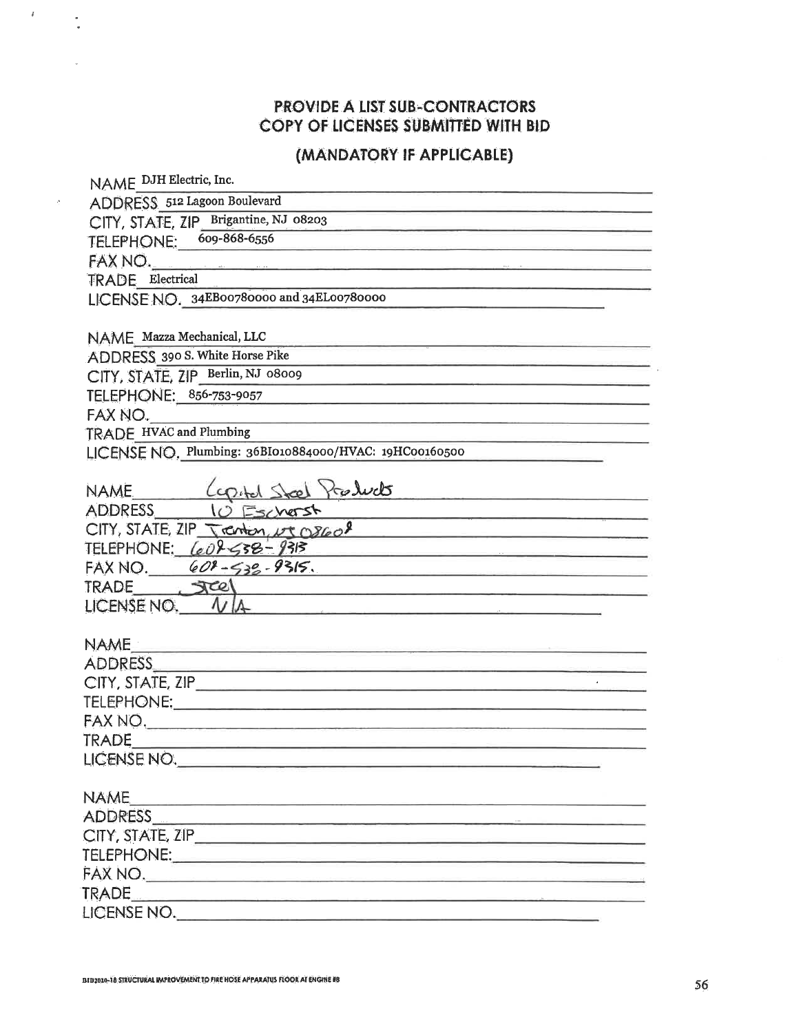## PROVIDE A LIST SUB-CONTRACTORS COPY OF LICENSES SUBMITTED WITH BID

## (MANDATORY IF APPLICABLE)

NAME DJH Electric, Inc.
ADDRESS 512 Lagoon Boulevard
CITY, STATE, ZIP Brigantine, NJ 08203
TELEPHONE: 609-868-6556
FAX NO.
TRADE Electrical
LICENSE NO. 34EB00780000 and 34EL00780000

NAME Mazza Mechanical, LLC
ADDRESS 390 S. White Horse Pike
CITY, STATE, ZIP Berlin, NJ 08009
TELEPHONE: 856-753-9057
FAX NO.
TRADE HVAC and Plumbing
LICENSE NO. Plumbing: 36BI010884000/HVAC: 19HC00160500

NAME Capital Steel Products
ADDRESS 10 Escherst
CITY, STATE, ZIP Trenton, NJ 08608
TELEPHONE: 609-538-9313
FAX NO. 609-538-9315.
TRADE Steel
LICENSE NO. N/A

NAME
ADDRESS
CITY, STATE, ZIP
TELEPHONE:
FAX NO.
TRADE
LICENSE NO.

NAME
ADDRESS
CITY, STATE, ZIP
TELEPHONE:
FAX NO.
TRADE
LICENSE NO.

BID2020-18 STRUCTURAL IMPROVEMENT TO FIRE HOSE APPARATUS FLOOR AT ENGINE #8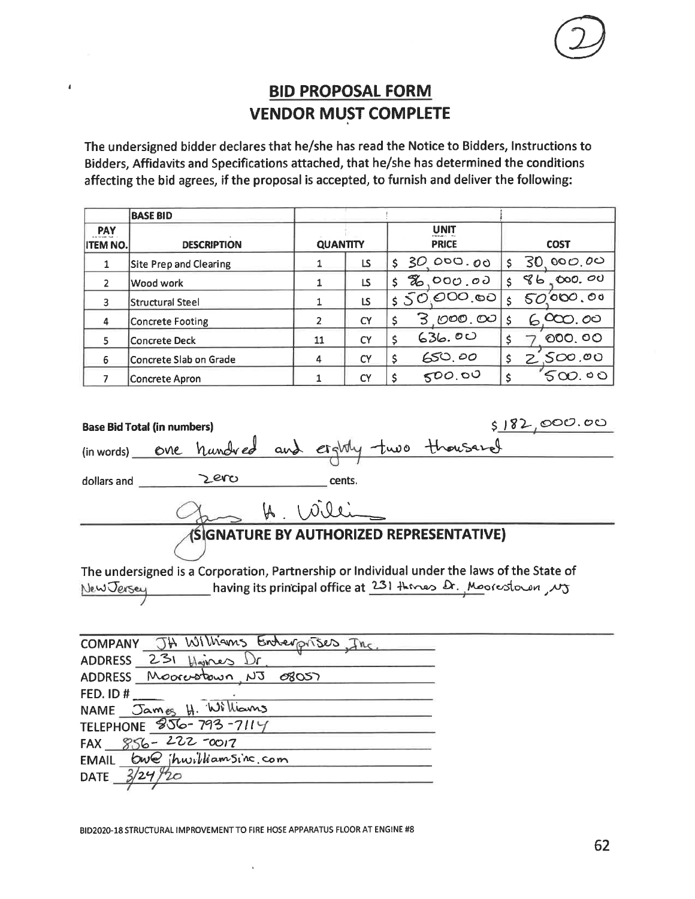②

# BID PROPOSAL FORM
# VENDOR MUST COMPLETE

The undersigned bidder declares that he/she has read the Notice to Bidders, Instructions to Bidders, Affidavits and Specifications attached, that he/she has determined the conditions affecting the bid agrees, if the proposal is accepted, to furnish and deliver the following:

| PAY ITEM NO. | BASE BID<br>DESCRIPTION | QUANTITY | | UNIT PRICE | COST |
|---|---|---|---|---|---|
| 1 | Site Prep and Clearing | 1 | LS | $ 30,000.00 | $ 30,000.00 |
| 2 | Wood work | 1 | LS | $ 86,000.00 | $ 86,000.00 |
| 3 | Structural Steel | 1 | LS | $ 50,000.00 | $ 50,000.00 |
| 4 | Concrete Footing | 2 | CY | $ 3,000.00 | $ 6,000.00 |
| 5 | Concrete Deck | 11 | CY | $ 636.00 | $ 7,000.00 |
| 6 | Concrete Slab on Grade | 4 | CY | $ 650.00 | $ 2,500.00 |
| 7 | Concrete Apron | 1 | CY | $ 500.00 | $ 500.00 |

**Base Bid Total (in numbers)** $182,000.00

(in words) one hundred and eighty two thousand

dollars and zero cents.

J. H. Williams

**(SIGNATURE BY AUTHORIZED REPRESENTATIVE)**

The undersigned is a Corporation, Partnership or Individual under the laws of the State of New Jersey having its principal office at 231 Haines Dr. Moorestown, NJ

COMPANY JH Williams Enterprises, Inc.
ADDRESS 231 Haines Dr.
ADDRESS Moorestown, NJ 08057
FED. ID #
NAME James H. Williams
TELEPHONE 856-793-7114
FAX 856-222-0017
EMAIL bw@jhwilliamsinc.com
DATE 3/24/20

BID2020-18 STRUCTURAL IMPROVEMENT TO FIRE HOSE APPARATUS FLOOR AT ENGINE #8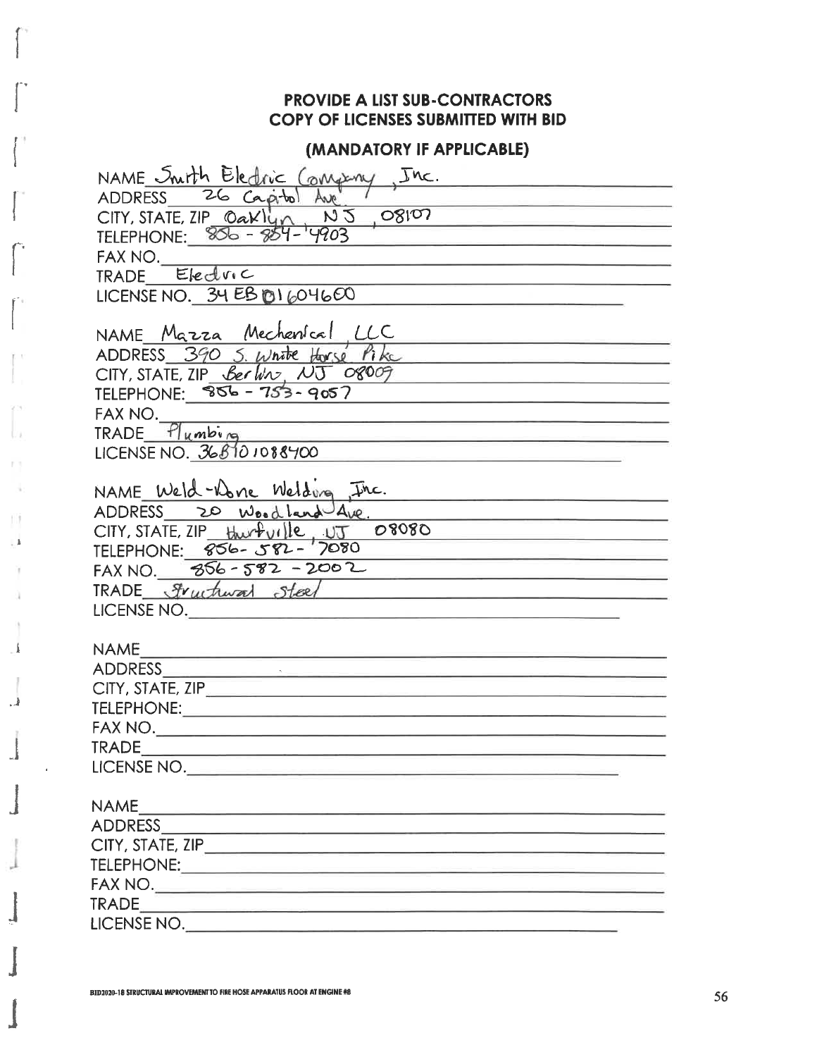**PROVIDE A LIST SUB-CONTRACTORS**
**COPY OF LICENSES SUBMITTED WITH BID**

**(MANDATORY IF APPLICABLE)**

NAME Smith Electric Company, Inc.
ADDRESS 26 Capitol Ave.
CITY, STATE, ZIP Oaklyn, NJ, 08107
TELEPHONE: 856-854-4903
FAX NO.
TRADE Electric
LICENSE NO. 34 EB 01604600

NAME Mazza Mechanical, LLC
ADDRESS 390 S. White Horse Pike
CITY, STATE, ZIP Berlin, NJ 08009
TELEPHONE: 856-753-9057
FAX NO.
TRADE Plumbing
LICENSE NO. 36BI01088400

NAME Weld-Done Welding, Inc.
ADDRESS 20 Woodland Ave.
CITY, STATE, ZIP Hurffville, NJ 08080
TELEPHONE: 856-582-7080
FAX NO. 856-582-2002
TRADE Structural Steel
LICENSE NO.

NAME
ADDRESS
CITY, STATE, ZIP
TELEPHONE:
FAX NO.
TRADE
LICENSE NO.

NAME
ADDRESS
CITY, STATE, ZIP
TELEPHONE:
FAX NO.
TRADE
LICENSE NO.

BID2020-18 STRUCTURAL IMPROVEMENT TO FIRE HOSE APPARATUS FLOOR AT ENGINE #8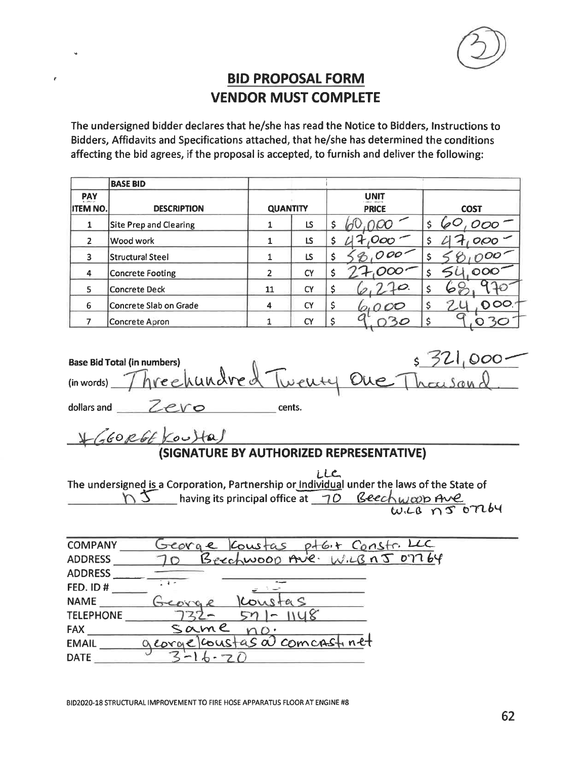(3)

## BID PROPOSAL FORM
## VENDOR MUST COMPLETE

The undersigned bidder declares that he/she has read the Notice to Bidders, Instructions to Bidders, Affidavits and Specifications attached, that he/she has determined the conditions affecting the bid agrees, if the proposal is accepted, to furnish and deliver the following:

| PAY ITEM NO. | BASE BID DESCRIPTION | QUANTITY | | UNIT PRICE | COST |
|---|---|---|---|---|---|
| 1 | Site Prep and Clearing | 1 | LS | $ 60,000 – | $ 60,000 – |
| 2 | Wood work | 1 | LS | $ 47,000 – | $ 47,000 – |
| 3 | Structural Steel | 1 | LS | $ 58,000 – | $ 58,000 – |
| 4 | Concrete Footing | 2 | CY | $ 27,000 – | $ 54,000 – |
| 5 | Concrete Deck | 11 | CY | $ 6,270. | $ 68,970 – |
| 6 | Concrete Slab on Grade | 4 | CY | $ 6,000 | $ 24,000. – |
| 7 | Concrete Apron | 1 | CY | $ 9,030 | $ 9,030 – |

**Base Bid Total (in numbers)** $ 321,000 –

(in words) Threehundred Twenty One Thousand.

dollars and Zero cents.

X George Koustas

**(SIGNATURE BY AUTHORIZED REPRESENTATIVE)**

The undersigned is a Corporation, Partnership or Individual (LLC) under the laws of the State of NJ having its principal office at 70 Beechwood Ave W.LB NJ 07764

COMPANY George Koustas pt&t Constr. LLC
ADDRESS 70 Beechwood Ave. W.LB NJ 07764
ADDRESS
FED. ID #
NAME George Koustas
TELEPHONE 732- 571- 1148
FAX Same no.
EMAIL georgekoustas@comcast.net
DATE 3-16-20

BID2020-18 STRUCTURAL IMPROVEMENT TO FIRE HOSE APPARATUS FLOOR AT ENGINE #8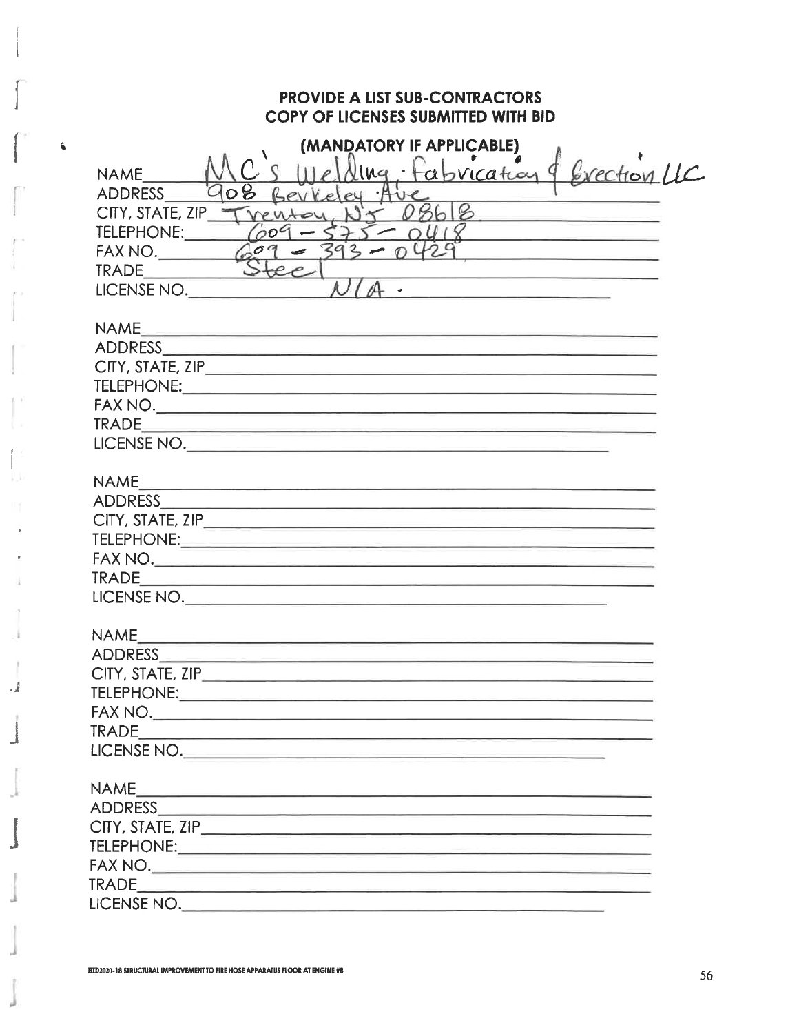**PROVIDE A LIST SUB-CONTRACTORS**
**COPY OF LICENSES SUBMITTED WITH BID**

**(MANDATORY IF APPLICABLE)**

NAME MC's Welding, Fabrication & Erection LLC
ADDRESS 908 Berkeley Ave
CITY, STATE, ZIP Trenton, NJ 08618
TELEPHONE: 609 - 575 - 0418
FAX NO. 609 - 393 - 0429
TRADE Steel
LICENSE NO. N/A.

NAME\_\_\_\_\_\_\_\_\_\_\_\_\_\_\_\_\_\_\_\_
ADDRESS\_\_\_\_\_\_\_\_\_\_\_\_\_\_\_\_\_\_\_\_
CITY, STATE, ZIP\_\_\_\_\_\_\_\_\_\_\_\_\_\_\_\_\_\_\_\_
TELEPHONE:\_\_\_\_\_\_\_\_\_\_\_\_\_\_\_\_\_\_\_\_
FAX NO.\_\_\_\_\_\_\_\_\_\_\_\_\_\_\_\_\_\_\_\_
TRADE\_\_\_\_\_\_\_\_\_\_\_\_\_\_\_\_\_\_\_\_
LICENSE NO.\_\_\_\_\_\_\_\_\_\_\_\_\_\_\_\_\_\_\_\_

NAME\_\_\_\_\_\_\_\_\_\_\_\_\_\_\_\_\_\_\_\_
ADDRESS\_\_\_\_\_\_\_\_\_\_\_\_\_\_\_\_\_\_\_\_
CITY, STATE, ZIP\_\_\_\_\_\_\_\_\_\_\_\_\_\_\_\_\_\_\_\_
TELEPHONE:\_\_\_\_\_\_\_\_\_\_\_\_\_\_\_\_\_\_\_\_
FAX NO.\_\_\_\_\_\_\_\_\_\_\_\_\_\_\_\_\_\_\_\_
TRADE\_\_\_\_\_\_\_\_\_\_\_\_\_\_\_\_\_\_\_\_
LICENSE NO.\_\_\_\_\_\_\_\_\_\_\_\_\_\_\_\_\_\_\_\_

NAME\_\_\_\_\_\_\_\_\_\_\_\_\_\_\_\_\_\_\_\_
ADDRESS\_\_\_\_\_\_\_\_\_\_\_\_\_\_\_\_\_\_\_\_
CITY, STATE, ZIP\_\_\_\_\_\_\_\_\_\_\_\_\_\_\_\_\_\_\_\_
TELEPHONE:\_\_\_\_\_\_\_\_\_\_\_\_\_\_\_\_\_\_\_\_
FAX NO.\_\_\_\_\_\_\_\_\_\_\_\_\_\_\_\_\_\_\_\_
TRADE\_\_\_\_\_\_\_\_\_\_\_\_\_\_\_\_\_\_\_\_
LICENSE NO.\_\_\_\_\_\_\_\_\_\_\_\_\_\_\_\_\_\_\_\_

NAME\_\_\_\_\_\_\_\_\_\_\_\_\_\_\_\_\_\_\_\_
ADDRESS\_\_\_\_\_\_\_\_\_\_\_\_\_\_\_\_\_\_\_\_
CITY, STATE, ZIP\_\_\_\_\_\_\_\_\_\_\_\_\_\_\_\_\_\_\_\_
TELEPHONE:\_\_\_\_\_\_\_\_\_\_\_\_\_\_\_\_\_\_\_\_
FAX NO.\_\_\_\_\_\_\_\_\_\_\_\_\_\_\_\_\_\_\_\_
TRADE\_\_\_\_\_\_\_\_\_\_\_\_\_\_\_\_\_\_\_\_
LICENSE NO.\_\_\_\_\_\_\_\_\_\_\_\_\_\_\_\_\_\_\_\_

BID2020-18 STRUCTURAL IMPROVEMENT TO FIRE HOSE APPARATUS FLOOR AT ENGINE #8